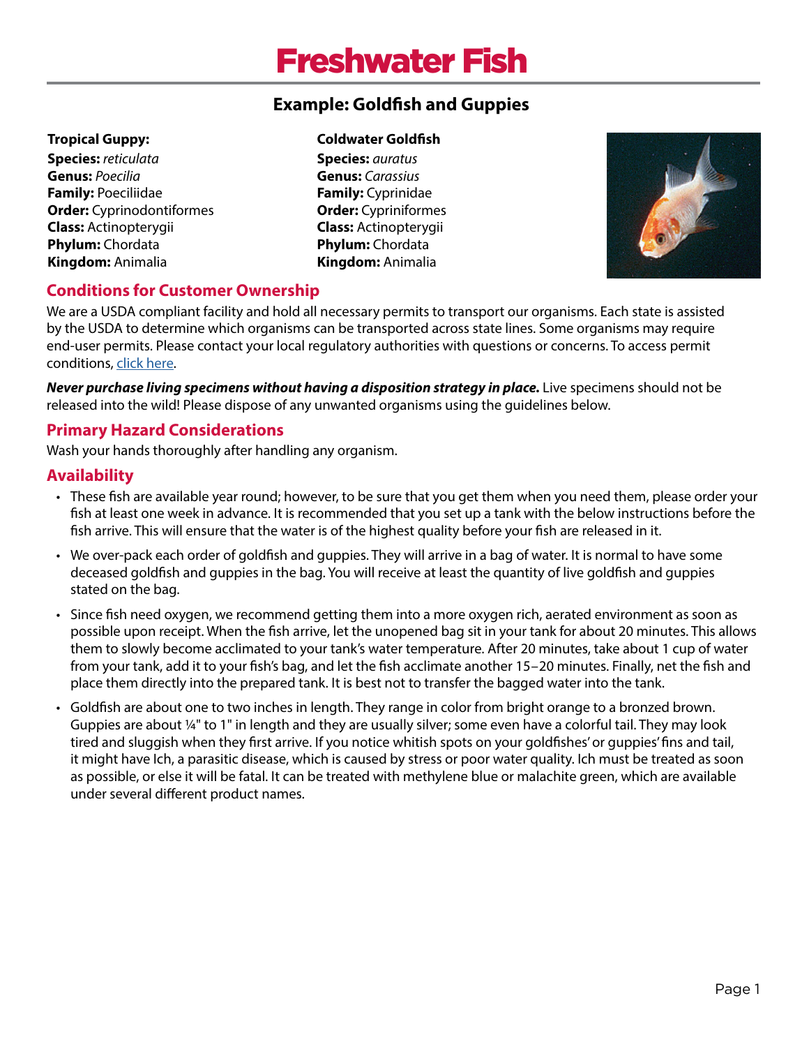// Freshwater Fish

# Freshwater Fish

## Example: Goldfish and Guppies

**Tropical Guppy:**
**Species:** *reticulata*
**Genus:** *Poecilia*
**Family:** Poeciliidae
**Order:** Cyprinodontiformes
**Class:** Actinopterygii
**Phylum:** Chordata
**Kingdom:** Animalia

**Coldwater Goldfish**
**Species:** *auratus*
**Genus:** *Carassius*
**Family:** Cyprinidae
**Order:** Cypriniformes
**Class:** Actinopterygii
**Phylum:** Chordata
**Kingdom:** Animalia

## Conditions for Customer Ownership

We are a USDA compliant facility and hold all necessary permits to transport our organisms. Each state is assisted by the USDA to determine which organisms can be transported across state lines. Some organisms may require end-user permits. Please contact your local regulatory authorities with questions or concerns. To access permit conditions, [click here](#).

***Never purchase living specimens without having a disposition strategy in place.*** Live specimens should not be released into the wild! Please dispose of any unwanted organisms using the guidelines below.

## Primary Hazard Considerations

Wash your hands thoroughly after handling any organism.

## Availability

- These fish are available year round; however, to be sure that you get them when you need them, please order your fish at least one week in advance. It is recommended that you set up a tank with the below instructions before the fish arrive. This will ensure that the water is of the highest quality before your fish are released in it.
- We over-pack each order of goldfish and guppies. They will arrive in a bag of water. It is normal to have some deceased goldfish and guppies in the bag. You will receive at least the quantity of live goldfish and guppies stated on the bag.
- Since fish need oxygen, we recommend getting them into a more oxygen rich, aerated environment as soon as possible upon receipt. When the fish arrive, let the unopened bag sit in your tank for about 20 minutes. This allows them to slowly become acclimated to your tank's water temperature. After 20 minutes, take about 1 cup of water from your tank, add it to your fish's bag, and let the fish acclimate another 15–20 minutes. Finally, net the fish and place them directly into the prepared tank. It is best not to transfer the bagged water into the tank.
- Goldfish are about one to two inches in length. They range in color from bright orange to a bronzed brown. Guppies are about ¼" to 1" in length and they are usually silver; some even have a colorful tail. They may look tired and sluggish when they first arrive. If you notice whitish spots on your goldfishes' or guppies' fins and tail, it might have Ich, a parasitic disease, which is caused by stress or poor water quality. Ich must be treated as soon as possible, or else it will be fatal. It can be treated with methylene blue or malachite green, which are available under several different product names.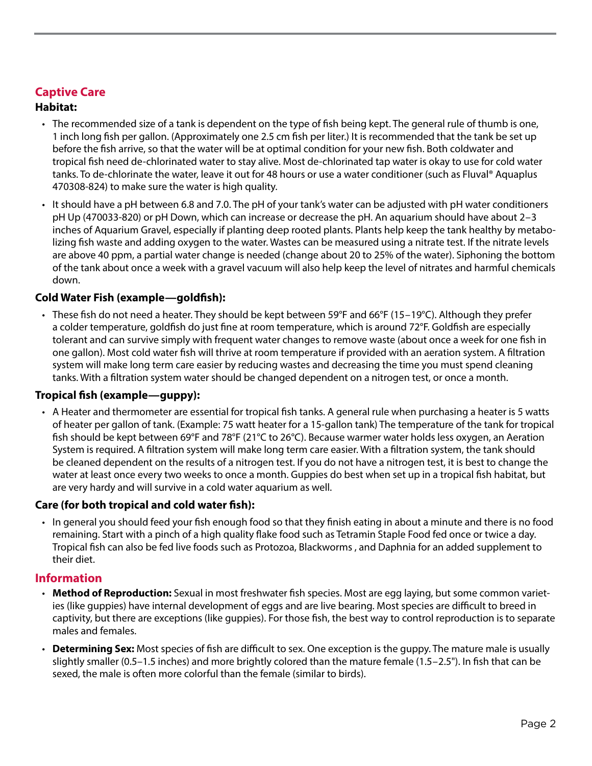## Captive Care

### Habitat:

- The recommended size of a tank is dependent on the type of fish being kept. The general rule of thumb is one, 1 inch long fish per gallon. (Approximately one 2.5 cm fish per liter.) It is recommended that the tank be set up before the fish arrive, so that the water will be at optimal condition for your new fish. Both coldwater and tropical fish need de-chlorinated water to stay alive. Most de-chlorinated tap water is okay to use for cold water tanks. To de-chlorinate the water, leave it out for 48 hours or use a water conditioner (such as Fluval® Aquaplus 470308-824) to make sure the water is high quality.
- It should have a pH between 6.8 and 7.0. The pH of your tank's water can be adjusted with pH water conditioners pH Up (470033-820) or pH Down, which can increase or decrease the pH. An aquarium should have about 2–3 inches of Aquarium Gravel, especially if planting deep rooted plants. Plants help keep the tank healthy by metabolizing fish waste and adding oxygen to the water. Wastes can be measured using a nitrate test. If the nitrate levels are above 40 ppm, a partial water change is needed (change about 20 to 25% of the water). Siphoning the bottom of the tank about once a week with a gravel vacuum will also help keep the level of nitrates and harmful chemicals down.

### Cold Water Fish (example—goldfish):

- These fish do not need a heater. They should be kept between 59°F and 66°F (15–19°C). Although they prefer a colder temperature, goldfish do just fine at room temperature, which is around 72°F. Goldfish are especially tolerant and can survive simply with frequent water changes to remove waste (about once a week for one fish in one gallon). Most cold water fish will thrive at room temperature if provided with an aeration system. A filtration system will make long term care easier by reducing wastes and decreasing the time you must spend cleaning tanks. With a filtration system water should be changed dependent on a nitrogen test, or once a month.

### Tropical fish (example—guppy):

- A Heater and thermometer are essential for tropical fish tanks. A general rule when purchasing a heater is 5 watts of heater per gallon of tank. (Example: 75 watt heater for a 15-gallon tank) The temperature of the tank for tropical fish should be kept between 69°F and 78°F (21°C to 26°C). Because warmer water holds less oxygen, an Aeration System is required. A filtration system will make long term care easier. With a filtration system, the tank should be cleaned dependent on the results of a nitrogen test. If you do not have a nitrogen test, it is best to change the water at least once every two weeks to once a month. Guppies do best when set up in a tropical fish habitat, but are very hardy and will survive in a cold water aquarium as well.

### Care (for both tropical and cold water fish):

- In general you should feed your fish enough food so that they finish eating in about a minute and there is no food remaining. Start with a pinch of a high quality flake food such as Tetramin Staple Food fed once or twice a day. Tropical fish can also be fed live foods such as Protozoa, Blackworms , and Daphnia for an added supplement to their diet.

## Information

- **Method of Reproduction:** Sexual in most freshwater fish species. Most are egg laying, but some common varieties (like guppies) have internal development of eggs and are live bearing. Most species are difficult to breed in captivity, but there are exceptions (like guppies). For those fish, the best way to control reproduction is to separate males and females.
- **Determining Sex:** Most species of fish are difficult to sex. One exception is the guppy. The mature male is usually slightly smaller (0.5–1.5 inches) and more brightly colored than the mature female (1.5–2.5"). In fish that can be sexed, the male is often more colorful than the female (similar to birds).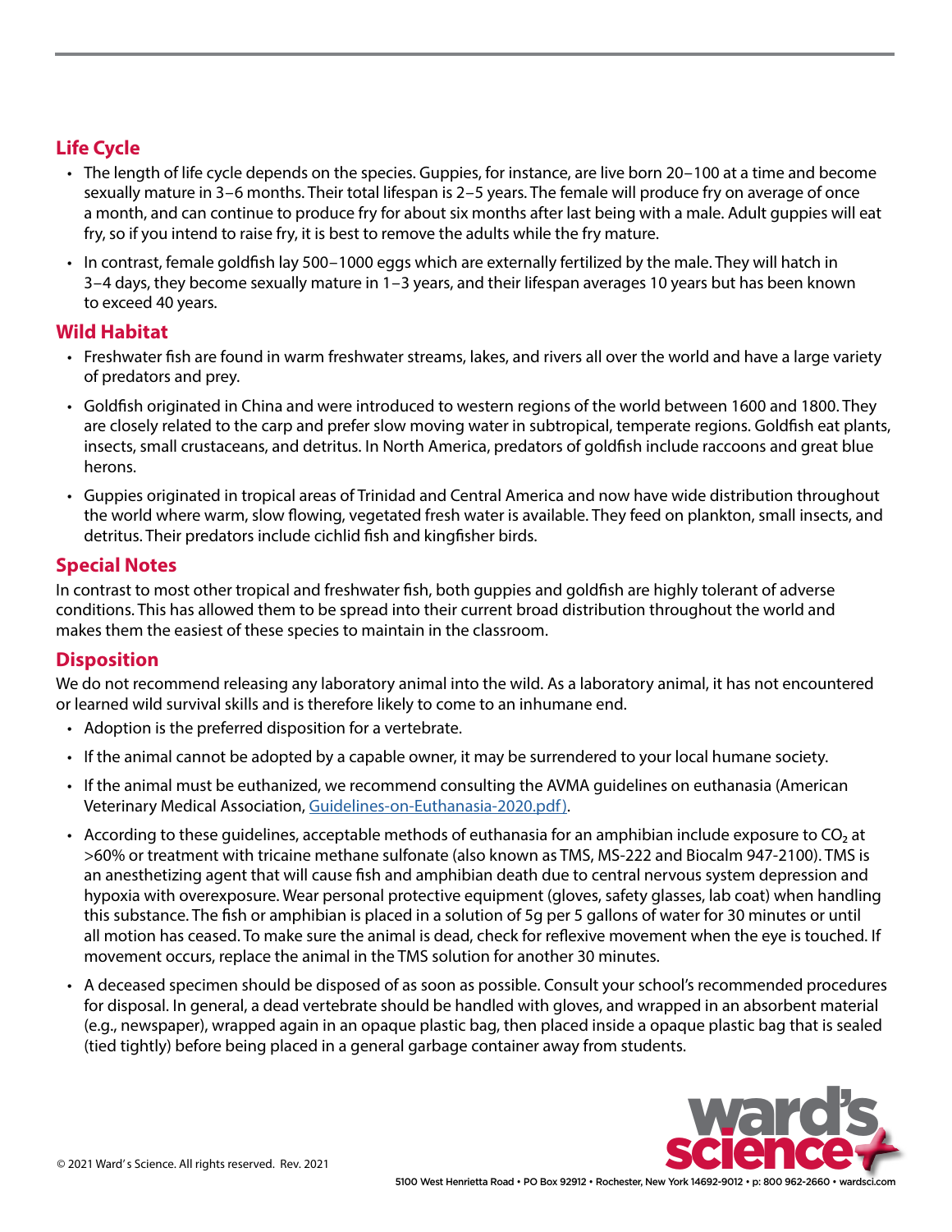## Life Cycle

- The length of life cycle depends on the species. Guppies, for instance, are live born 20–100 at a time and become sexually mature in 3–6 months. Their total lifespan is 2–5 years. The female will produce fry on average of once a month, and can continue to produce fry for about six months after last being with a male. Adult guppies will eat fry, so if you intend to raise fry, it is best to remove the adults while the fry mature.
- In contrast, female goldfish lay 500–1000 eggs which are externally fertilized by the male. They will hatch in 3–4 days, they become sexually mature in 1–3 years, and their lifespan averages 10 years but has been known to exceed 40 years.

## Wild Habitat

- Freshwater fish are found in warm freshwater streams, lakes, and rivers all over the world and have a large variety of predators and prey.
- Goldfish originated in China and were introduced to western regions of the world between 1600 and 1800. They are closely related to the carp and prefer slow moving water in subtropical, temperate regions. Goldfish eat plants, insects, small crustaceans, and detritus. In North America, predators of goldfish include raccoons and great blue herons.
- Guppies originated in tropical areas of Trinidad and Central America and now have wide distribution throughout the world where warm, slow flowing, vegetated fresh water is available. They feed on plankton, small insects, and detritus. Their predators include cichlid fish and kingfisher birds.

## Special Notes

In contrast to most other tropical and freshwater fish, both guppies and goldfish are highly tolerant of adverse conditions. This has allowed them to be spread into their current broad distribution throughout the world and makes them the easiest of these species to maintain in the classroom.

## Disposition

We do not recommend releasing any laboratory animal into the wild. As a laboratory animal, it has not encountered or learned wild survival skills and is therefore likely to come to an inhumane end.

- Adoption is the preferred disposition for a vertebrate.
- If the animal cannot be adopted by a capable owner, it may be surrendered to your local humane society.
- If the animal must be euthanized, we recommend consulting the AVMA guidelines on euthanasia (American Veterinary Medical Association, [Guidelines-on-Euthanasia-2020.pdf)](Guidelines-on-Euthanasia-2020.pdf).
- According to these guidelines, acceptable methods of euthanasia for an amphibian include exposure to $CO_2$ at >60% or treatment with tricaine methane sulfonate (also known as TMS, MS-222 and Biocalm 947-2100). TMS is an anesthetizing agent that will cause fish and amphibian death due to central nervous system depression and hypoxia with overexposure. Wear personal protective equipment (gloves, safety glasses, lab coat) when handling this substance. The fish or amphibian is placed in a solution of 5g per 5 gallons of water for 30 minutes or until all motion has ceased. To make sure the animal is dead, check for reflexive movement when the eye is touched. If movement occurs, replace the animal in the TMS solution for another 30 minutes.
- A deceased specimen should be disposed of as soon as possible. Consult your school's recommended procedures for disposal. In general, a dead vertebrate should be handled with gloves, and wrapped in an absorbent material (e.g., newspaper), wrapped again in an opaque plastic bag, then placed inside a opaque plastic bag that is sealed (tied tightly) before being placed in a general garbage container away from students.

© 2021 Ward's Science. All rights reserved. Rev. 2021

5100 West Henrietta Road • PO Box 92912 • Rochester, New York 14692-9012 • p: 800 962-2660 • wardsci.com